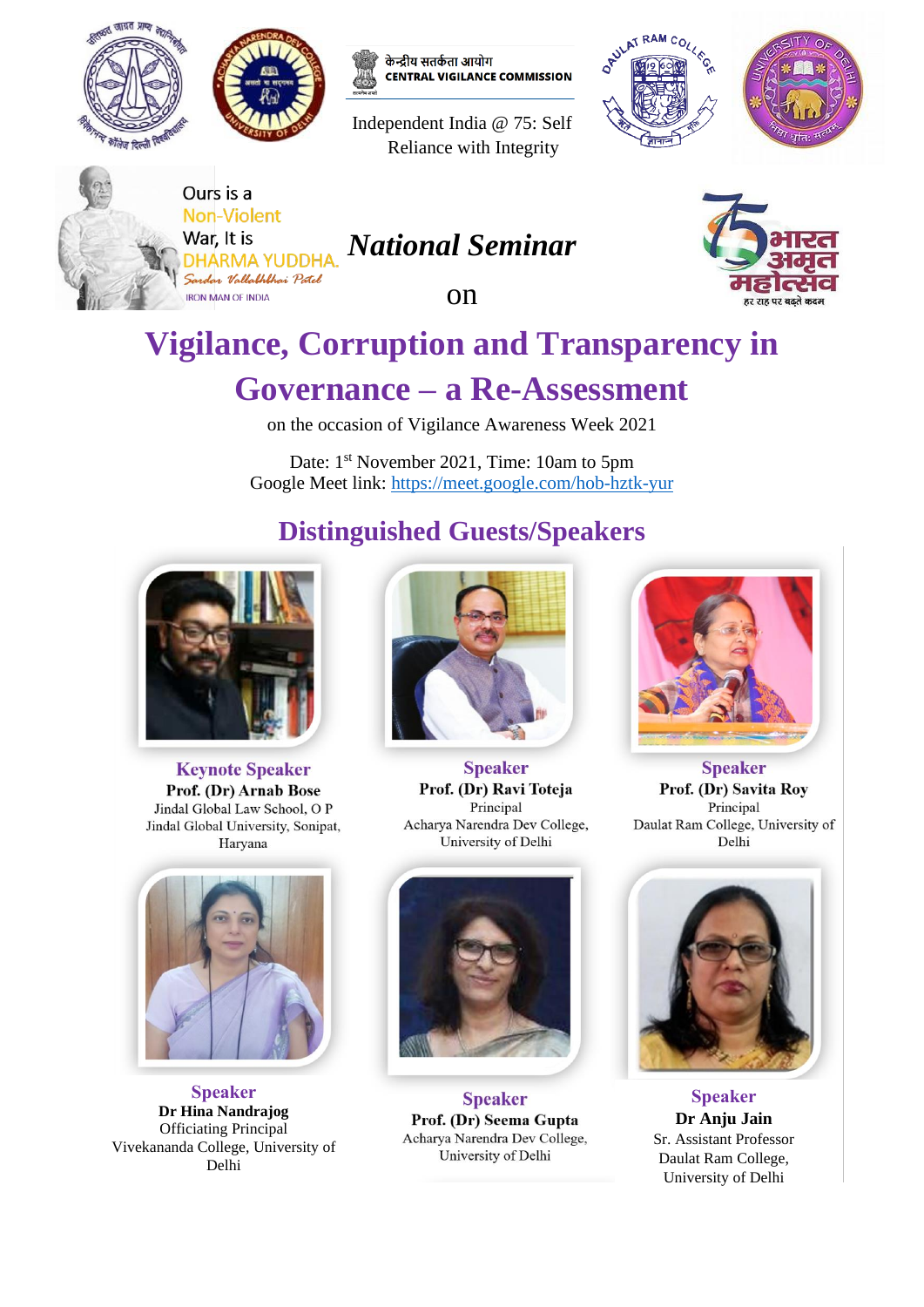केन्द्रीय सतर्कता आयोग
CENTRAL VIGILANCE COMMISSION

Independent India @ 75: Self Reliance with Integrity

Ours is a Non-Violent War, It is DHARMA YUDDHA.
*Sardar Vallabhbhai Patel*
IRON MAN OF INDIA

# *National Seminar*

on

# Vigilance, Corruption and Transparency in Governance – a Re-Assessment

on the occasion of Vigilance Awareness Week 2021

Date: 1st November 2021, Time: 10am to 5pm
Google Meet link: https://meet.google.com/hob-hztk-yur

## Distinguished Guests/Speakers

**Keynote Speaker**
**Prof. (Dr) Arnab Bose**
Jindal Global Law School, O P Jindal Global University, Sonipat, Haryana

**Speaker**
**Prof. (Dr) Ravi Toteja**
Principal
Acharya Narendra Dev College, University of Delhi

**Speaker**
**Prof. (Dr) Savita Roy**
Principal
Daulat Ram College, University of Delhi

**Speaker**
**Dr Hina Nandrajog**
Officiating Principal
Vivekananda College, University of Delhi

**Speaker**
**Prof. (Dr) Seema Gupta**
Acharya Narendra Dev College, University of Delhi

**Speaker**
**Dr Anju Jain**
Sr. Assistant Professor
Daulat Ram College, University of Delhi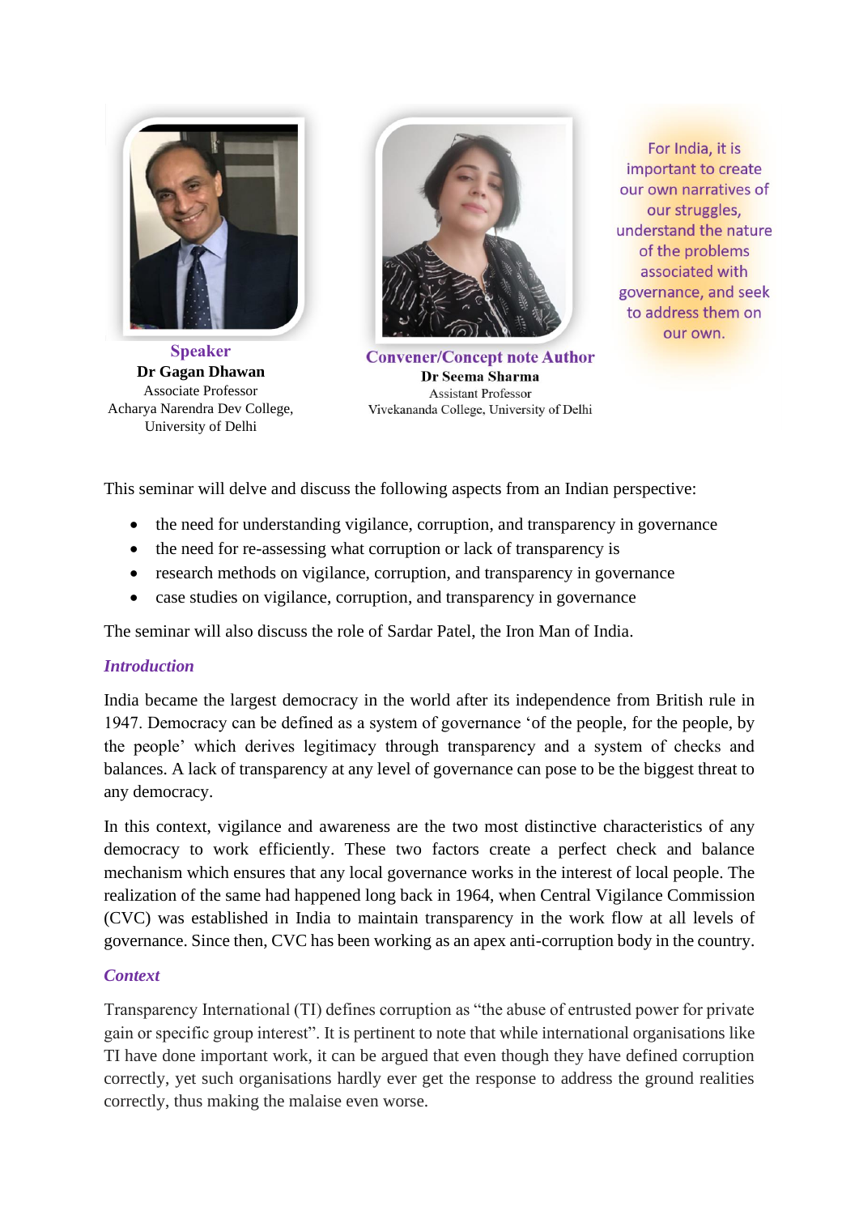**Speaker**
**Dr Gagan Dhawan**
Associate Professor
Acharya Narendra Dev College,
University of Delhi

**Convener/Concept note Author**
**Dr Seema Sharma**
Assistant Professor
Vivekananda College, University of Delhi

For India, it is important to create our own narratives of our struggles, understand the nature of the problems associated with governance, and seek to address them on our own.

This seminar will delve and discuss the following aspects from an Indian perspective:

- the need for understanding vigilance, corruption, and transparency in governance
- the need for re-assessing what corruption or lack of transparency is
- research methods on vigilance, corruption, and transparency in governance
- case studies on vigilance, corruption, and transparency in governance

The seminar will also discuss the role of Sardar Patel, the Iron Man of India.

### *Introduction*

India became the largest democracy in the world after its independence from British rule in 1947. Democracy can be defined as a system of governance 'of the people, for the people, by the people' which derives legitimacy through transparency and a system of checks and balances. A lack of transparency at any level of governance can pose to be the biggest threat to any democracy.

In this context, vigilance and awareness are the two most distinctive characteristics of any democracy to work efficiently. These two factors create a perfect check and balance mechanism which ensures that any local governance works in the interest of local people. The realization of the same had happened long back in 1964, when Central Vigilance Commission (CVC) was established in India to maintain transparency in the work flow at all levels of governance. Since then, CVC has been working as an apex anti-corruption body in the country.

### *Context*

Transparency International (TI) defines corruption as "the abuse of entrusted power for private gain or specific group interest". It is pertinent to note that while international organisations like TI have done important work, it can be argued that even though they have defined corruption correctly, yet such organisations hardly ever get the response to address the ground realities correctly, thus making the malaise even worse.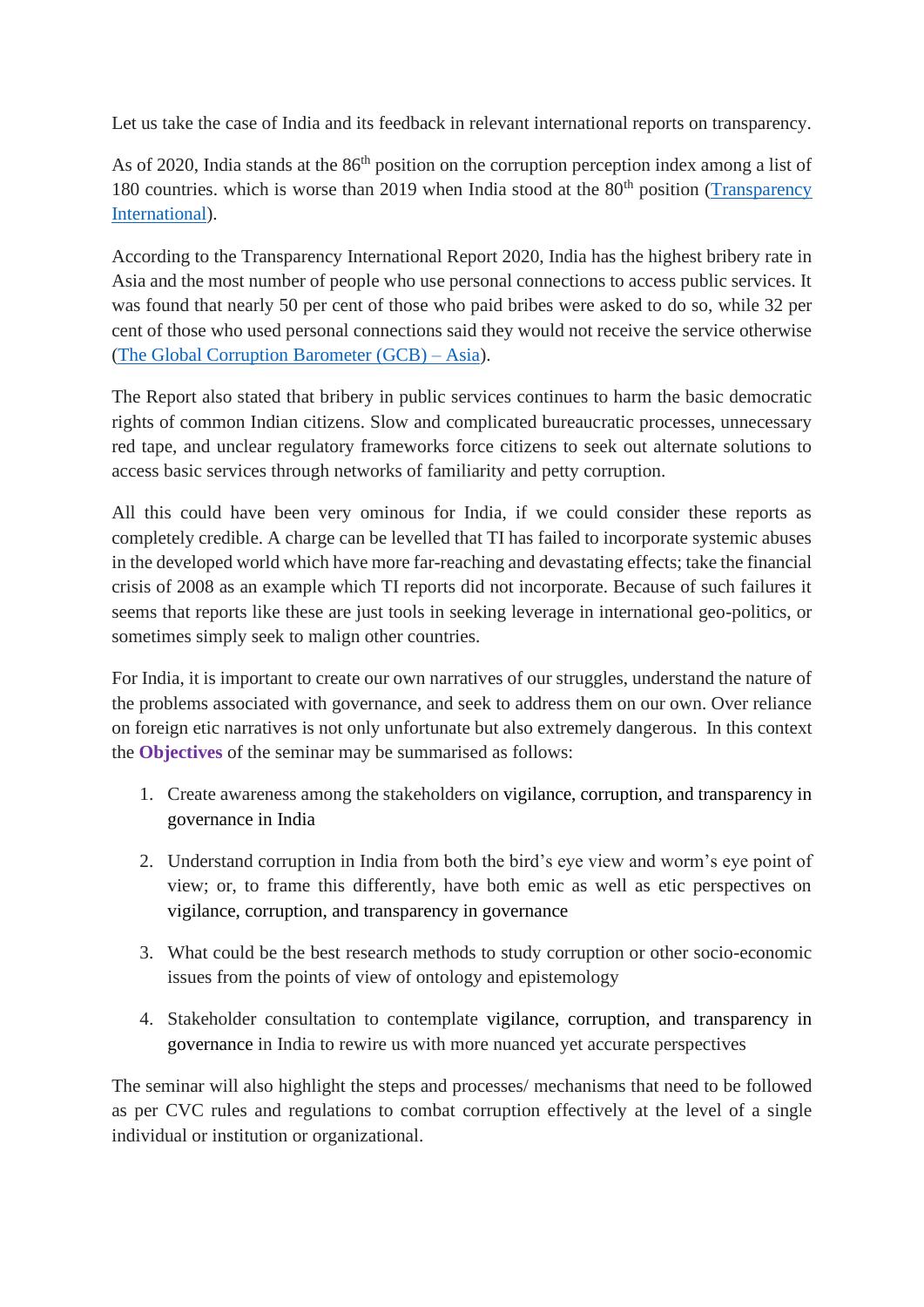Let us take the case of India and its feedback in relevant international reports on transparency.

As of 2020, India stands at the 86th position on the corruption perception index among a list of 180 countries. which is worse than 2019 when India stood at the 80th position ([Transparency International](Transparency International)).

According to the Transparency International Report 2020, India has the highest bribery rate in Asia and the most number of people who use personal connections to access public services. It was found that nearly 50 per cent of those who paid bribes were asked to do so, while 32 per cent of those who used personal connections said they would not receive the service otherwise (The Global Corruption Barometer (GCB) – Asia).

The Report also stated that bribery in public services continues to harm the basic democratic rights of common Indian citizens. Slow and complicated bureaucratic processes, unnecessary red tape, and unclear regulatory frameworks force citizens to seek out alternate solutions to access basic services through networks of familiarity and petty corruption.

All this could have been very ominous for India, if we could consider these reports as completely credible. A charge can be levelled that TI has failed to incorporate systemic abuses in the developed world which have more far-reaching and devastating effects; take the financial crisis of 2008 as an example which TI reports did not incorporate. Because of such failures it seems that reports like these are just tools in seeking leverage in international geo-politics, or sometimes simply seek to malign other countries.

For India, it is important to create our own narratives of our struggles, understand the nature of the problems associated with governance, and seek to address them on our own. Over reliance on foreign etic narratives is not only unfortunate but also extremely dangerous. In this context the **Objectives** of the seminar may be summarised as follows:

1. Create awareness among the stakeholders on vigilance, corruption, and transparency in governance in India
2. Understand corruption in India from both the bird's eye view and worm's eye point of view; or, to frame this differently, have both emic as well as etic perspectives on vigilance, corruption, and transparency in governance
3. What could be the best research methods to study corruption or other socio-economic issues from the points of view of ontology and epistemology
4. Stakeholder consultation to contemplate vigilance, corruption, and transparency in governance in India to rewire us with more nuanced yet accurate perspectives

The seminar will also highlight the steps and processes/ mechanisms that need to be followed as per CVC rules and regulations to combat corruption effectively at the level of a single individual or institution or organizational.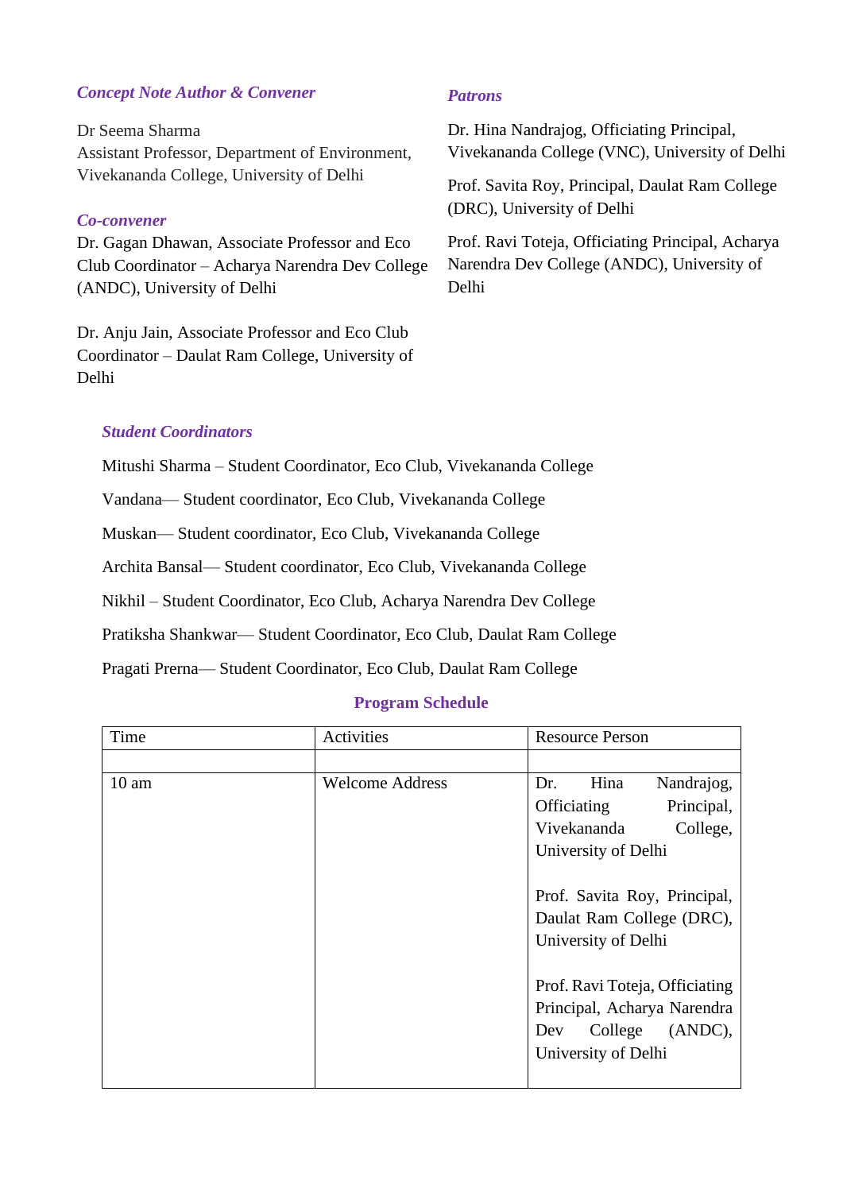*Concept Note Author & Convener*

Dr Seema Sharma
Assistant Professor, Department of Environment, Vivekananda College, University of Delhi

*Co-convener*

Dr. Gagan Dhawan, Associate Professor and Eco Club Coordinator – Acharya Narendra Dev College (ANDC), University of Delhi

Dr. Anju Jain, Associate Professor and Eco Club Coordinator – Daulat Ram College, University of Delhi

*Patrons*

Dr. Hina Nandrajog, Officiating Principal, Vivekananda College (VNC), University of Delhi

Prof. Savita Roy, Principal, Daulat Ram College (DRC), University of Delhi

Prof. Ravi Toteja, Officiating Principal, Acharya Narendra Dev College (ANDC), University of Delhi

*Student Coordinators*

Mitushi Sharma – Student Coordinator, Eco Club, Vivekananda College

Vandana— Student coordinator, Eco Club, Vivekananda College

Muskan— Student coordinator, Eco Club, Vivekananda College

Archita Bansal— Student coordinator, Eco Club, Vivekananda College

Nikhil – Student Coordinator, Eco Club, Acharya Narendra Dev College

Pratiksha Shankwar— Student Coordinator, Eco Club, Daulat Ram College

Pragati Prerna— Student Coordinator, Eco Club, Daulat Ram College

## Program Schedule

| Time | Activities | Resource Person |
|---|---|---|
| | | |
| 10 am | Welcome Address | Dr. Hina Nandrajog, Officiating Principal, Vivekananda College, University of Delhi<br><br>Prof. Savita Roy, Principal, Daulat Ram College (DRC), University of Delhi<br><br>Prof. Ravi Toteja, Officiating Principal, Acharya Narendra Dev College (ANDC), University of Delhi |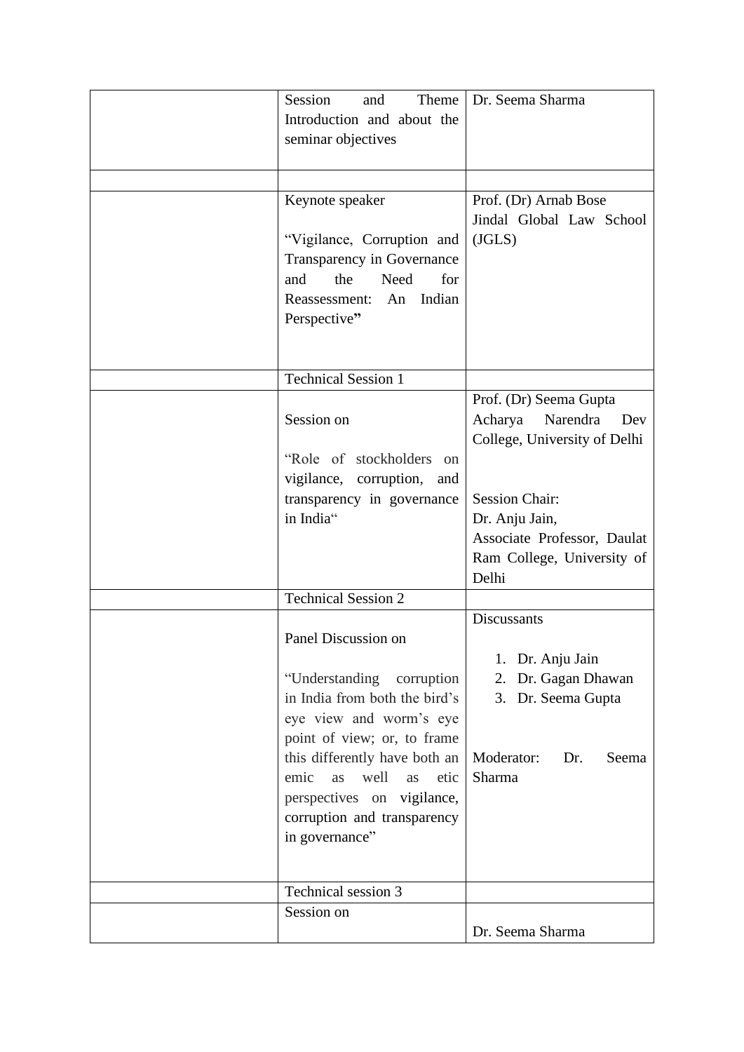| | | |
|---|---|---|
| | Session and Theme Introduction and about the seminar objectives | Dr. Seema Sharma |
| | | |
| | Keynote speaker<br><br>"Vigilance, Corruption and Transparency in Governance and the Need for Reassessment: An Indian Perspective**"** | Prof. (Dr) Arnab Bose<br>Jindal Global Law School (JGLS) |
| | Technical Session 1 | |
| | Session on<br><br>"Role of stockholders on vigilance, corruption, and transparency in governance in India" | Prof. (Dr) Seema Gupta<br>Acharya Narendra Dev College, University of Delhi<br><br>Session Chair:<br>Dr. Anju Jain,<br>Associate Professor, Daulat Ram College, University of Delhi |
| | Technical Session 2 | |
| | Panel Discussion on<br><br>"Understanding corruption in India from both the bird's eye view and worm's eye point of view; or, to frame this differently have both an emic as well as etic perspectives on vigilance, corruption and transparency in governance" | Discussants<br><br>1. Dr. Anju Jain<br>2. Dr. Gagan Dhawan<br>3. Dr. Seema Gupta<br><br>Moderator: Dr. Seema Sharma |
| | Technical session 3 | |
| | Session on | Dr. Seema Sharma |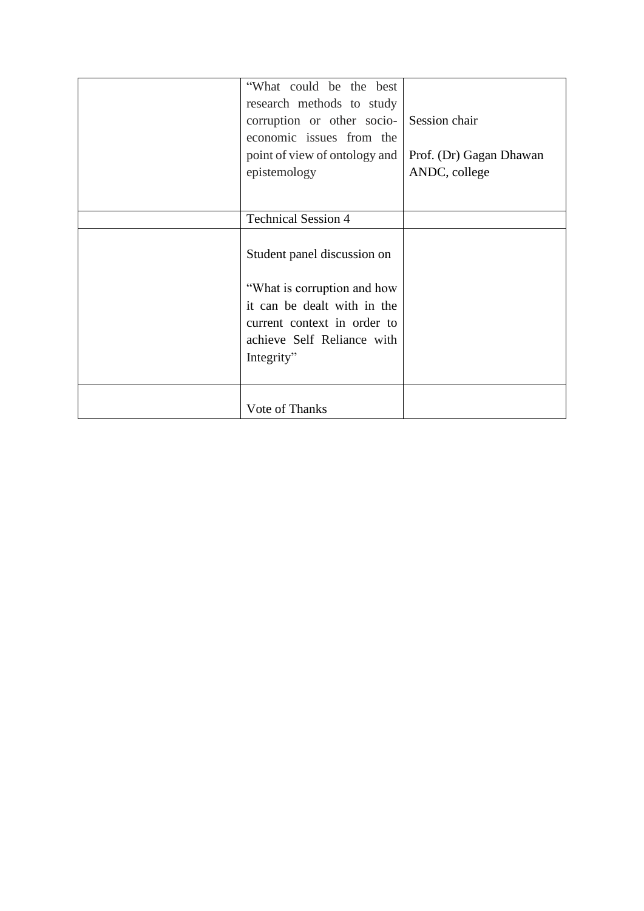| | | |
|---|---|---|
| | "What could be the best research methods to study corruption or other socio-economic issues from the point of view of ontology and epistemology | Session chair<br><br>Prof. (Dr) Gagan Dhawan ANDC, college |
| | Technical Session 4 | |
| | Student panel discussion on<br><br>"What is corruption and how it can be dealt with in the current context in order to achieve Self Reliance with Integrity" | |
| | Vote of Thanks | |